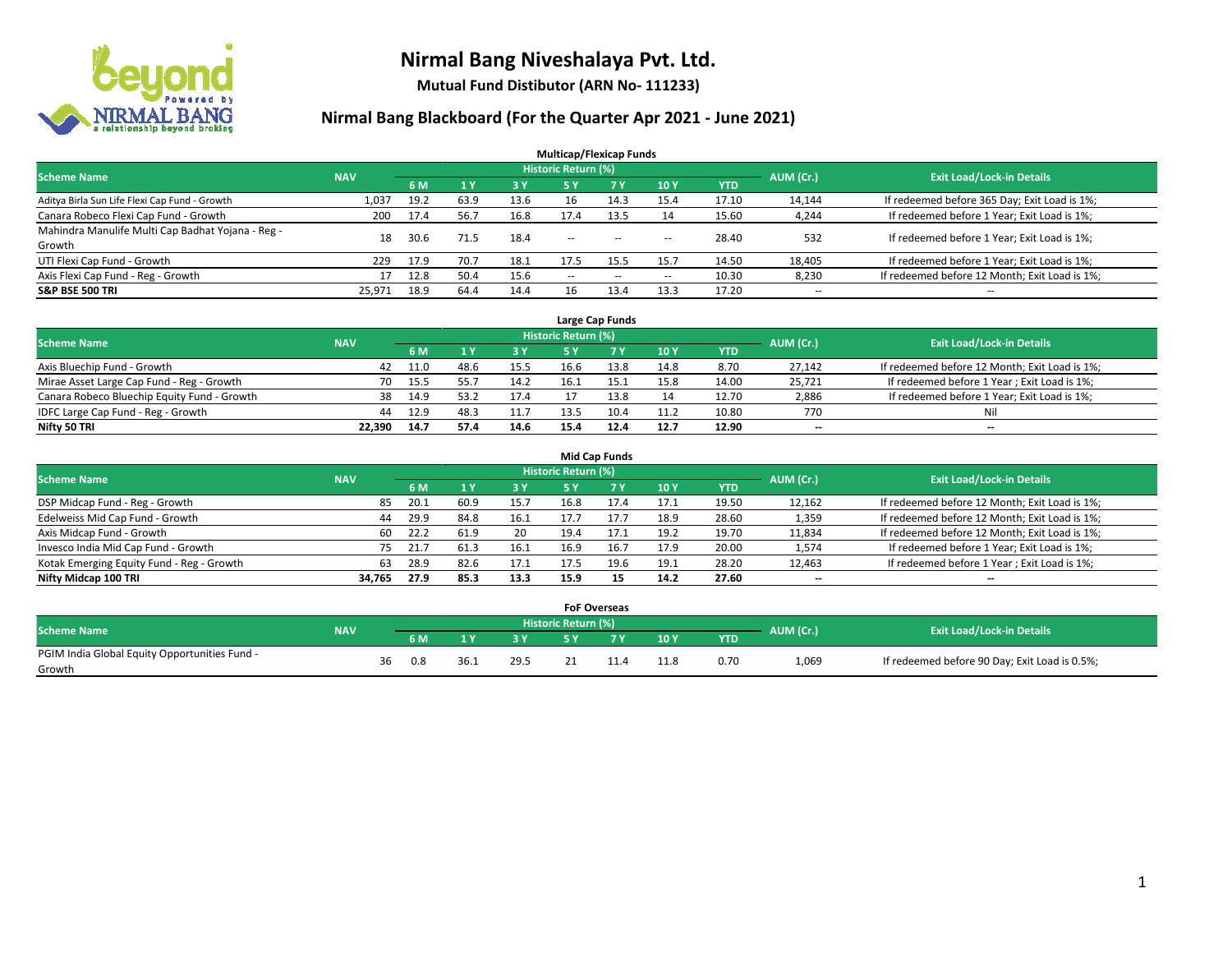# Nirmal Bang Niveshalaya Pvt. Ltd.

**Mutual Fund Distibutor (ARN No- 111233)**

## Nirmal Bang Blackboard (For the Quarter Apr 2021 - June 2021)

### Multicap/Flexicap Funds

| Scheme Name | NAV | Historic Return (%) | | | | | | | AUM (Cr.) | Exit Load/Lock-in Details |
|---|---|---|---|---|---|---|---|---|---|---|
| | | 6 M | 1 Y | 3 Y | 5 Y | 7 Y | 10 Y | YTD | | |
| Aditya Birla Sun Life Flexi Cap Fund - Growth | 1,037 | 19.2 | 63.9 | 13.6 | 16 | 14.3 | 15.4 | 17.10 | 14,144 | If redeemed before 365 Day; Exit Load is 1%; |
| Canara Robeco Flexi Cap Fund - Growth | 200 | 17.4 | 56.7 | 16.8 | 17.4 | 13.5 | 14 | 15.60 | 4,244 | If redeemed before 1 Year; Exit Load is 1%; |
| Mahindra Manulife Multi Cap Badhat Yojana - Reg - Growth | 18 | 30.6 | 71.5 | 18.4 | -- | -- | -- | 28.40 | 532 | If redeemed before 1 Year; Exit Load is 1%; |
| UTI Flexi Cap Fund - Growth | 229 | 17.9 | 70.7 | 18.1 | 17.5 | 15.5 | 15.7 | 14.50 | 18,405 | If redeemed before 1 Year; Exit Load is 1%; |
| Axis Flexi Cap Fund - Reg - Growth | 17 | 12.8 | 50.4 | 15.6 | -- | -- | -- | 10.30 | 8,230 | If redeemed before 12 Month; Exit Load is 1%; |
| **S&P BSE 500 TRI** | **25,971** | **18.9** | **64.4** | **14.4** | **16** | **13.4** | **13.3** | **17.20** | -- | -- |

### Large Cap Funds

| Scheme Name | NAV | Historic Return (%) | | | | | | | AUM (Cr.) | Exit Load/Lock-in Details |
|---|---|---|---|---|---|---|---|---|---|---|
| | | 6 M | 1 Y | 3 Y | 5 Y | 7 Y | 10 Y | YTD | | |
| Axis Bluechip Fund - Growth | 42 | 11.0 | 48.6 | 15.5 | 16.6 | 13.8 | 14.8 | 8.70 | 27,142 | If redeemed before 12 Month; Exit Load is 1%; |
| Mirae Asset Large Cap Fund - Reg - Growth | 70 | 15.5 | 55.7 | 14.2 | 16.1 | 15.1 | 15.8 | 14.00 | 25,721 | If redeemed before 1 Year ; Exit Load is 1%; |
| Canara Robeco Bluechip Equity Fund - Growth | 38 | 14.9 | 53.2 | 17.4 | 17 | 13.8 | 14 | 12.70 | 2,886 | If redeemed before 1 Year; Exit Load is 1%; |
| IDFC Large Cap Fund - Reg - Growth | 44 | 12.9 | 48.3 | 11.7 | 13.5 | 10.4 | 11.2 | 10.80 | 770 | Nil |
| **Nifty 50 TRI** | **22,390** | **14.7** | **57.4** | **14.6** | **15.4** | **12.4** | **12.7** | **12.90** | **--** | **--** |

### Mid Cap Funds

| Scheme Name | NAV | Historic Return (%) | | | | | | | AUM (Cr.) | Exit Load/Lock-in Details |
|---|---|---|---|---|---|---|---|---|---|---|
| | | 6 M | 1 Y | 3 Y | 5 Y | 7 Y | 10 Y | YTD | | |
| DSP Midcap Fund - Reg - Growth | 85 | 20.1 | 60.9 | 15.7 | 16.8 | 17.4 | 17.1 | 19.50 | 12,162 | If redeemed before 12 Month; Exit Load is 1%; |
| Edelweiss Mid Cap Fund - Growth | 44 | 29.9 | 84.8 | 16.1 | 17.7 | 17.7 | 18.9 | 28.60 | 1,359 | If redeemed before 12 Month; Exit Load is 1%; |
| Axis Midcap Fund - Growth | 60 | 22.2 | 61.9 | 20 | 19.4 | 17.1 | 19.2 | 19.70 | 11,834 | If redeemed before 12 Month; Exit Load is 1%; |
| Invesco India Mid Cap Fund - Growth | 75 | 21.7 | 61.3 | 16.1 | 16.9 | 16.7 | 17.9 | 20.00 | 1,574 | If redeemed before 1 Year; Exit Load is 1%; |
| Kotak Emerging Equity Fund - Reg - Growth | 63 | 28.9 | 82.6 | 17.1 | 17.5 | 19.6 | 19.1 | 28.20 | 12,463 | If redeemed before 1 Year ; Exit Load is 1%; |
| **Nifty Midcap 100 TRI** | **34,765** | **27.9** | **85.3** | **13.3** | **15.9** | **15** | **14.2** | **27.60** | **--** | **--** |

### FoF Overseas

| Scheme Name | NAV | Historic Return (%) | | | | | | | AUM (Cr.) | Exit Load/Lock-in Details |
|---|---|---|---|---|---|---|---|---|---|---|
| | | 6 M | 1 Y | 3 Y | 5 Y | 7 Y | 10 Y | YTD | | |
| PGIM India Global Equity Opportunities Fund - Growth | 36 | 0.8 | 36.1 | 29.5 | 21 | 11.4 | 11.8 | 0.70 | 1,069 | If redeemed before 90 Day; Exit Load is 0.5%; |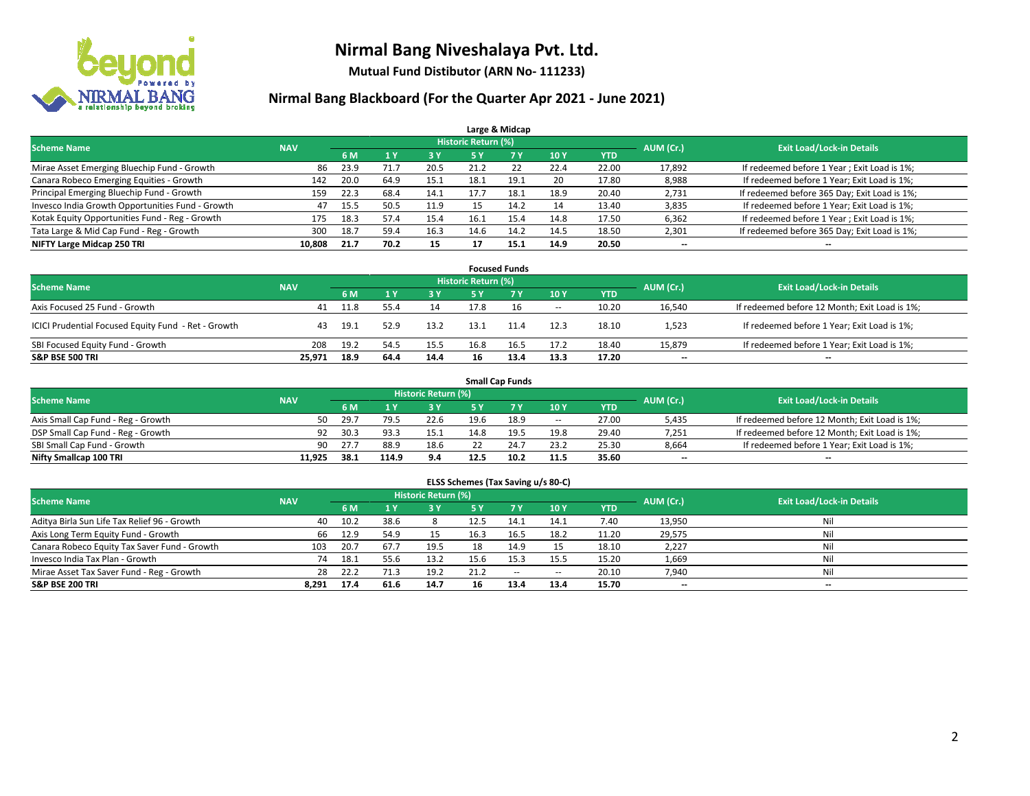# Nirmal Bang Niveshalaya Pvt. Ltd.

**Mutual Fund Distibutor (ARN No- 111233)**

## Nirmal Bang Blackboard (For the Quarter Apr 2021 - June 2021)

### Large & Midcap

| Scheme Name | NAV | Historic Return (%) | | | | | | | AUM (Cr.) | Exit Load/Lock-in Details |
|---|---|---|---|---|---|---|---|---|---|---|
| | | 6 M | 1 Y | 3 Y | 5 Y | 7 Y | 10 Y | YTD | | |
| Mirae Asset Emerging Bluechip Fund - Growth | 86 | 23.9 | 71.7 | 20.5 | 21.2 | 22 | 22.4 | 22.00 | 17,892 | If redeemed before 1 Year ; Exit Load is 1%; |
| Canara Robeco Emerging Equities - Growth | 142 | 20.0 | 64.9 | 15.1 | 18.1 | 19.1 | 20 | 17.80 | 8,988 | If redeemed before 1 Year; Exit Load is 1%; |
| Principal Emerging Bluechip Fund - Growth | 159 | 22.3 | 68.4 | 14.1 | 17.7 | 18.1 | 18.9 | 20.40 | 2,731 | If redeemed before 365 Day; Exit Load is 1%; |
| Invesco India Growth Opportunities Fund - Growth | 47 | 15.5 | 50.5 | 11.9 | 15 | 14.2 | 14 | 13.40 | 3,835 | If redeemed before 1 Year; Exit Load is 1%; |
| Kotak Equity Opportunities Fund - Reg - Growth | 175 | 18.3 | 57.4 | 15.4 | 16.1 | 15.4 | 14.8 | 17.50 | 6,362 | If redeemed before 1 Year ; Exit Load is 1%; |
| Tata Large & Mid Cap Fund - Reg - Growth | 300 | 18.7 | 59.4 | 16.3 | 14.6 | 14.2 | 14.5 | 18.50 | 2,301 | If redeemed before 365 Day; Exit Load is 1%; |
| **NIFTY Large Midcap 250 TRI** | **10,808** | **21.7** | **70.2** | **15** | **17** | **15.1** | **14.9** | **20.50** | **--** | **--** |

### Focused Funds

| Scheme Name | NAV | Historic Return (%) | | | | | | | AUM (Cr.) | Exit Load/Lock-in Details |
|---|---|---|---|---|---|---|---|---|---|---|
| | | 6 M | 1 Y | 3 Y | 5 Y | 7 Y | 10 Y | YTD | | |
| Axis Focused 25 Fund - Growth | 41 | 11.8 | 55.4 | 14 | 17.8 | 16 | -- | 10.20 | 16,540 | If redeemed before 12 Month; Exit Load is 1%; |
| ICICI Prudential Focused Equity Fund - Ret - Growth | 43 | 19.1 | 52.9 | 13.2 | 13.1 | 11.4 | 12.3 | 18.10 | 1,523 | If redeemed before 1 Year; Exit Load is 1%; |
| SBI Focused Equity Fund - Growth | 208 | 19.2 | 54.5 | 15.5 | 16.8 | 16.5 | 17.2 | 18.40 | 15,879 | If redeemed before 1 Year; Exit Load is 1%; |
| **S&P BSE 500 TRI** | **25,971** | **18.9** | **64.4** | **14.4** | **16** | **13.4** | **13.3** | **17.20** | **--** | **--** |

### Small Cap Funds

| Scheme Name | NAV | Historic Return (%) | | | | | | | AUM (Cr.) | Exit Load/Lock-in Details |
|---|---|---|---|---|---|---|---|---|---|---|
| | | 6 M | 1 Y | 3 Y | 5 Y | 7 Y | 10 Y | YTD | | |
| Axis Small Cap Fund - Reg - Growth | 50 | 29.7 | 79.5 | 22.6 | 19.6 | 18.9 | -- | 27.00 | 5,435 | If redeemed before 12 Month; Exit Load is 1%; |
| DSP Small Cap Fund - Reg - Growth | 92 | 30.3 | 93.3 | 15.1 | 14.8 | 19.5 | 19.8 | 29.40 | 7,251 | If redeemed before 12 Month; Exit Load is 1%; |
| SBI Small Cap Fund - Growth | 90 | 27.7 | 88.9 | 18.6 | 22 | 24.7 | 23.2 | 25.30 | 8,664 | If redeemed before 1 Year; Exit Load is 1%; |
| **Nifty Smallcap 100 TRI** | **11,925** | **38.1** | **114.9** | **9.4** | **12.5** | **10.2** | **11.5** | **35.60** | **--** | **--** |

### ELSS Schemes (Tax Saving u/s 80-C)

| Scheme Name | NAV | Historic Return (%) | | | | | | | AUM (Cr.) | Exit Load/Lock-in Details |
|---|---|---|---|---|---|---|---|---|---|---|
| | | 6 M | 1 Y | 3 Y | 5 Y | 7 Y | 10 Y | YTD | | |
| Aditya Birla Sun Life Tax Relief 96 - Growth | 40 | 10.2 | 38.6 | 8 | 12.5 | 14.1 | 14.1 | 7.40 | 13,950 | Nil |
| Axis Long Term Equity Fund - Growth | 66 | 12.9 | 54.9 | 15 | 16.3 | 16.5 | 18.2 | 11.20 | 29,575 | Nil |
| Canara Robeco Equity Tax Saver Fund - Growth | 103 | 20.7 | 67.7 | 19.5 | 18 | 14.9 | 15 | 18.10 | 2,227 | Nil |
| Invesco India Tax Plan - Growth | 74 | 18.1 | 55.6 | 13.2 | 15.6 | 15.3 | 15.5 | 15.20 | 1,669 | Nil |
| Mirae Asset Tax Saver Fund - Reg - Growth | 28 | 22.2 | 71.3 | 19.2 | 21.2 | -- | -- | 20.10 | 7,940 | Nil |
| **S&P BSE 200 TRI** | **8,291** | **17.4** | **61.6** | **14.7** | **16** | **13.4** | **13.4** | **15.70** | **--** | **--** |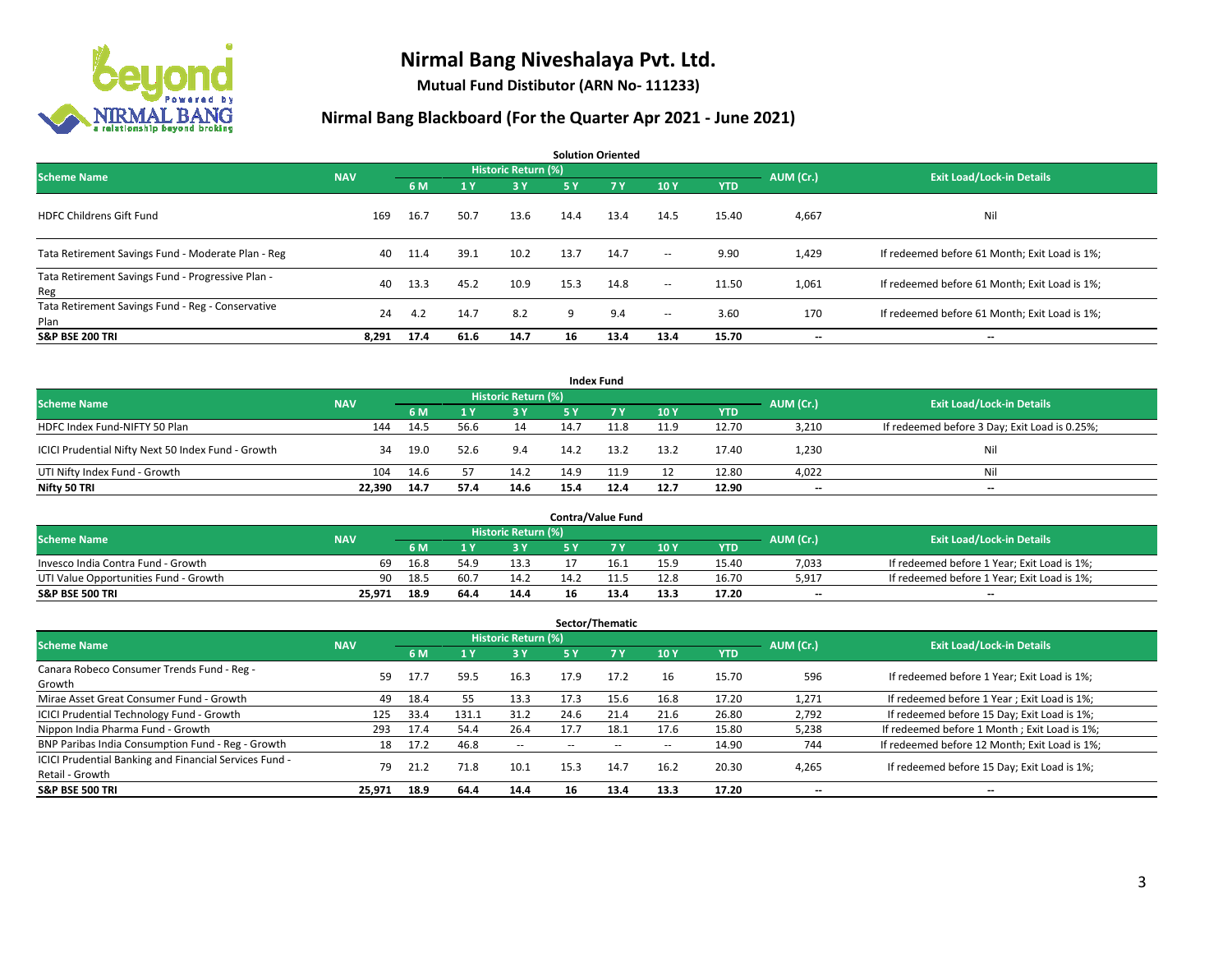# Nirmal Bang Niveshalaya Pvt. Ltd.

**Mutual Fund Distibutor (ARN No- 111233)**

## Nirmal Bang Blackboard (For the Quarter Apr 2021 - June 2021)

### Solution Oriented

| Scheme Name | NAV | Historic Return (%) | | | | | | | AUM (Cr.) | Exit Load/Lock-in Details |
|---|---|---|---|---|---|---|---|---|---|---|
| | | 6 M | 1 Y | 3 Y | 5 Y | 7 Y | 10 Y | YTD | | |
| HDFC Childrens Gift Fund | 169 | 16.7 | 50.7 | 13.6 | 14.4 | 13.4 | 14.5 | 15.40 | 4,667 | Nil |
| Tata Retirement Savings Fund - Moderate Plan - Reg | 40 | 11.4 | 39.1 | 10.2 | 13.7 | 14.7 | -- | 9.90 | 1,429 | If redeemed before 61 Month; Exit Load is 1%; |
| Tata Retirement Savings Fund - Progressive Plan - Reg | 40 | 13.3 | 45.2 | 10.9 | 15.3 | 14.8 | -- | 11.50 | 1,061 | If redeemed before 61 Month; Exit Load is 1%; |
| Tata Retirement Savings Fund - Reg - Conservative Plan | 24 | 4.2 | 14.7 | 8.2 | 9 | 9.4 | -- | 3.60 | 170 | If redeemed before 61 Month; Exit Load is 1%; |
| **S&P BSE 200 TRI** | **8,291** | **17.4** | **61.6** | **14.7** | **16** | **13.4** | **13.4** | **15.70** | **--** | **--** |

### Index Fund

| Scheme Name | NAV | Historic Return (%) | | | | | | | AUM (Cr.) | Exit Load/Lock-in Details |
|---|---|---|---|---|---|---|---|---|---|---|
| | | 6 M | 1 Y | 3 Y | 5 Y | 7 Y | 10 Y | YTD | | |
| HDFC Index Fund-NIFTY 50 Plan | 144 | 14.5 | 56.6 | 14 | 14.7 | 11.8 | 11.9 | 12.70 | 3,210 | If redeemed before 3 Day; Exit Load is 0.25%; |
| ICICI Prudential Nifty Next 50 Index Fund - Growth | 34 | 19.0 | 52.6 | 9.4 | 14.2 | 13.2 | 13.2 | 17.40 | 1,230 | Nil |
| UTI Nifty Index Fund - Growth | 104 | 14.6 | 57 | 14.2 | 14.9 | 11.9 | 12 | 12.80 | 4,022 | Nil |
| **Nifty 50 TRI** | **22,390** | **14.7** | **57.4** | **14.6** | **15.4** | **12.4** | **12.7** | **12.90** | **--** | **--** |

### Contra/Value Fund

| Scheme Name | NAV | Historic Return (%) | | | | | | | AUM (Cr.) | Exit Load/Lock-in Details |
|---|---|---|---|---|---|---|---|---|---|---|
| | | 6 M | 1 Y | 3 Y | 5 Y | 7 Y | 10 Y | YTD | | |
| Invesco India Contra Fund - Growth | 69 | 16.8 | 54.9 | 13.3 | 17 | 16.1 | 15.9 | 15.40 | 7,033 | If redeemed before 1 Year; Exit Load is 1%; |
| UTI Value Opportunities Fund - Growth | 90 | 18.5 | 60.7 | 14.2 | 14.2 | 11.5 | 12.8 | 16.70 | 5,917 | If redeemed before 1 Year; Exit Load is 1%; |
| **S&P BSE 500 TRI** | **25,971** | **18.9** | **64.4** | **14.4** | **16** | **13.4** | **13.3** | **17.20** | **--** | **--** |

### Sector/Thematic

| Scheme Name | NAV | Historic Return (%) | | | | | | | AUM (Cr.) | Exit Load/Lock-in Details |
|---|---|---|---|---|---|---|---|---|---|---|
| | | 6 M | 1 Y | 3 Y | 5 Y | 7 Y | 10 Y | YTD | | |
| Canara Robeco Consumer Trends Fund - Reg - Growth | 59 | 17.7 | 59.5 | 16.3 | 17.9 | 17.2 | 16 | 15.70 | 596 | If redeemed before 1 Year; Exit Load is 1%; |
| Mirae Asset Great Consumer Fund - Growth | 49 | 18.4 | 55 | 13.3 | 17.3 | 15.6 | 16.8 | 17.20 | 1,271 | If redeemed before 1 Year ; Exit Load is 1%; |
| ICICI Prudential Technology Fund - Growth | 125 | 33.4 | 131.1 | 31.2 | 24.6 | 21.4 | 21.6 | 26.80 | 2,792 | If redeemed before 15 Day; Exit Load is 1%; |
| Nippon India Pharma Fund - Growth | 293 | 17.4 | 54.4 | 26.4 | 17.7 | 18.1 | 17.6 | 15.80 | 5,238 | If redeemed before 1 Month ; Exit Load is 1%; |
| BNP Paribas India Consumption Fund - Reg - Growth | 18 | 17.2 | 46.8 | -- | -- | -- | -- | 14.90 | 744 | If redeemed before 12 Month; Exit Load is 1%; |
| ICICI Prudential Banking and Financial Services Fund - Retail - Growth | 79 | 21.2 | 71.8 | 10.1 | 15.3 | 14.7 | 16.2 | 20.30 | 4,265 | If redeemed before 15 Day; Exit Load is 1%; |
| **S&P BSE 500 TRI** | **25,971** | **18.9** | **64.4** | **14.4** | **16** | **13.4** | **13.3** | **17.20** | **--** | **--** |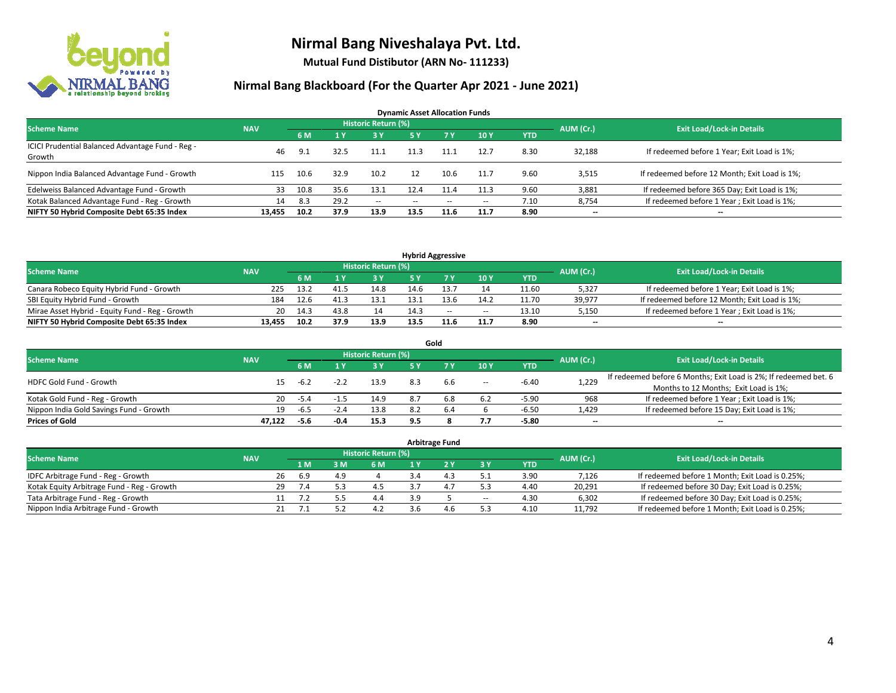# Nirmal Bang Niveshalaya Pvt. Ltd.

**Mutual Fund Distibutor (ARN No- 111233)**

## Nirmal Bang Blackboard (For the Quarter Apr 2021 - June 2021)

### Dynamic Asset Allocation Funds

| Scheme Name | NAV | Historic Return (%) | | | | | | | AUM (Cr.) | Exit Load/Lock-in Details |
|---|---|---|---|---|---|---|---|---|---|---|
| | | 6 M | 1 Y | 3 Y | 5 Y | 7 Y | 10 Y | YTD | | |
| ICICI Prudential Balanced Advantage Fund - Reg - Growth | 46 | 9.1 | 32.5 | 11.1 | 11.3 | 11.1 | 12.7 | 8.30 | 32,188 | If redeemed before 1 Year; Exit Load is 1%; |
| Nippon India Balanced Advantage Fund - Growth | 115 | 10.6 | 32.9 | 10.2 | 12 | 10.6 | 11.7 | 9.60 | 3,515 | If redeemed before 12 Month; Exit Load is 1%; |
| Edelweiss Balanced Advantage Fund - Growth | 33 | 10.8 | 35.6 | 13.1 | 12.4 | 11.4 | 11.3 | 9.60 | 3,881 | If redeemed before 365 Day; Exit Load is 1%; |
| Kotak Balanced Advantage Fund - Reg - Growth | 14 | 8.3 | 29.2 | -- | -- | -- | -- | 7.10 | 8,754 | If redeemed before 1 Year ; Exit Load is 1%; |
| **NIFTY 50 Hybrid Composite Debt 65:35 Index** | **13,455** | **10.2** | **37.9** | **13.9** | **13.5** | **11.6** | **11.7** | **8.90** | **--** | **--** |

### Hybrid Aggressive

| Scheme Name | NAV | Historic Return (%) | | | | | | | AUM (Cr.) | Exit Load/Lock-in Details |
|---|---|---|---|---|---|---|---|---|---|---|
| | | 6 M | 1 Y | 3 Y | 5 Y | 7 Y | 10 Y | YTD | | |
| Canara Robeco Equity Hybrid Fund - Growth | 225 | 13.2 | 41.5 | 14.8 | 14.6 | 13.7 | 14 | 11.60 | 5,327 | If redeemed before 1 Year; Exit Load is 1%; |
| SBI Equity Hybrid Fund - Growth | 184 | 12.6 | 41.3 | 13.1 | 13.1 | 13.6 | 14.2 | 11.70 | 39,977 | If redeemed before 12 Month; Exit Load is 1%; |
| Mirae Asset Hybrid - Equity Fund - Reg - Growth | 20 | 14.3 | 43.8 | 14 | 14.3 | -- | -- | 13.10 | 5,150 | If redeemed before 1 Year ; Exit Load is 1%; |
| **NIFTY 50 Hybrid Composite Debt 65:35 Index** | **13,455** | **10.2** | **37.9** | **13.9** | **13.5** | **11.6** | **11.7** | **8.90** | **--** | **--** |

### Gold

| Scheme Name | NAV | Historic Return (%) | | | | | | | AUM (Cr.) | Exit Load/Lock-in Details |
|---|---|---|---|---|---|---|---|---|---|---|
| | | 6 M | 1 Y | 3 Y | 5 Y | 7 Y | 10 Y | YTD | | |
| HDFC Gold Fund - Growth | 15 | -6.2 | -2.2 | 13.9 | 8.3 | 6.6 | -- | -6.40 | 1,229 | If redeemed before 6 Months; Exit Load is 2%; If redeemed bet. 6 Months to 12 Months; Exit Load is 1%; |
| Kotak Gold Fund - Reg - Growth | 20 | -5.4 | -1.5 | 14.9 | 8.7 | 6.8 | 6.2 | -5.90 | 968 | If redeemed before 1 Year ; Exit Load is 1%; |
| Nippon India Gold Savings Fund - Growth | 19 | -6.5 | -2.4 | 13.8 | 8.2 | 6.4 | 6 | -6.50 | 1,429 | If redeemed before 15 Day; Exit Load is 1%; |
| **Prices of Gold** | **47,122** | **-5.6** | **-0.4** | **15.3** | **9.5** | **8** | **7.7** | **-5.80** | **--** | **--** |

### Arbitrage Fund

| Scheme Name | NAV | Historic Return (%) | | | | | | | AUM (Cr.) | Exit Load/Lock-in Details |
|---|---|---|---|---|---|---|---|---|---|---|
| | | 1 M | 3 M | 6 M | 1 Y | 2 Y | 3 Y | YTD | | |
| IDFC Arbitrage Fund - Reg - Growth | 26 | 6.9 | 4.9 | 4 | 3.4 | 4.3 | 5.1 | 3.90 | 7,126 | If redeemed before 1 Month; Exit Load is 0.25%; |
| Kotak Equity Arbitrage Fund - Reg - Growth | 29 | 7.4 | 5.3 | 4.5 | 3.7 | 4.7 | 5.3 | 4.40 | 20,291 | If redeemed before 30 Day; Exit Load is 0.25%; |
| Tata Arbitrage Fund - Reg - Growth | 11 | 7.2 | 5.5 | 4.4 | 3.9 | 5 | -- | 4.30 | 6,302 | If redeemed before 30 Day; Exit Load is 0.25%; |
| Nippon India Arbitrage Fund - Growth | 21 | 7.1 | 5.2 | 4.2 | 3.6 | 4.6 | 5.3 | 4.10 | 11,792 | If redeemed before 1 Month; Exit Load is 0.25%; |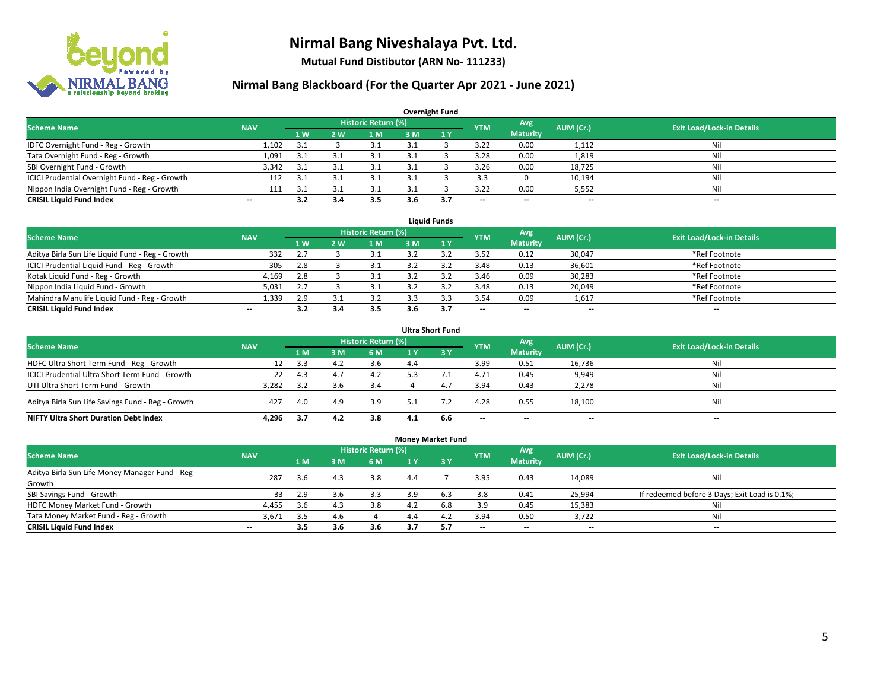# Nirmal Bang Niveshalaya Pvt. Ltd.

**Mutual Fund Distibutor (ARN No- 111233)**

## Nirmal Bang Blackboard (For the Quarter Apr 2021 - June 2021)

### Overnight Fund

| Scheme Name | NAV | Historic Return (%) | | | | | YTM | Avg Maturity | AUM (Cr.) | Exit Load/Lock-in Details |
|---|---|---|---|---|---|---|---|---|---|---|
| | | 1 W | 2 W | 1 M | 3 M | 1 Y | | | | |
| IDFC Overnight Fund - Reg - Growth | 1,102 | 3.1 | 3 | 3.1 | 3.1 | 3 | 3.22 | 0.00 | 1,112 | Nil |
| Tata Overnight Fund - Reg - Growth | 1,091 | 3.1 | 3.1 | 3.1 | 3.1 | 3 | 3.28 | 0.00 | 1,819 | Nil |
| SBI Overnight Fund - Growth | 3,342 | 3.1 | 3.1 | 3.1 | 3.1 | 3 | 3.26 | 0.00 | 18,725 | Nil |
| ICICI Prudential Overnight Fund - Reg - Growth | 112 | 3.1 | 3.1 | 3.1 | 3.1 | 3 | 3.3 | 0 | 10,194 | Nil |
| Nippon India Overnight Fund - Reg - Growth | 111 | 3.1 | 3.1 | 3.1 | 3.1 | 3 | 3.22 | 0.00 | 5,552 | Nil |
| **CRISIL Liquid Fund Index** | -- | **3.2** | **3.4** | **3.5** | **3.6** | **3.7** | -- | -- | -- | -- |

### Liquid Funds

| Scheme Name | NAV | Historic Return (%) | | | | | YTM | Avg Maturity | AUM (Cr.) | Exit Load/Lock-in Details |
|---|---|---|---|---|---|---|---|---|---|---|
| | | 1 W | 2 W | 1 M | 3 M | 1 Y | | | | |
| Aditya Birla Sun Life Liquid Fund - Reg - Growth | 332 | 2.7 | 3 | 3.1 | 3.2 | 3.2 | 3.52 | 0.12 | 30,047 | *Ref Footnote |
| ICICI Prudential Liquid Fund - Reg - Growth | 305 | 2.8 | 3 | 3.1 | 3.2 | 3.2 | 3.48 | 0.13 | 36,601 | *Ref Footnote |
| Kotak Liquid Fund - Reg - Growth | 4,169 | 2.8 | 3 | 3.1 | 3.2 | 3.2 | 3.46 | 0.09 | 30,283 | *Ref Footnote |
| Nippon India Liquid Fund - Growth | 5,031 | 2.7 | 3 | 3.1 | 3.2 | 3.2 | 3.48 | 0.13 | 20,049 | *Ref Footnote |
| Mahindra Manulife Liquid Fund - Reg - Growth | 1,339 | 2.9 | 3.1 | 3.2 | 3.3 | 3.3 | 3.54 | 0.09 | 1,617 | *Ref Footnote |
| **CRISIL Liquid Fund Index** | -- | **3.2** | **3.4** | **3.5** | **3.6** | **3.7** | -- | -- | -- | -- |

### Ultra Short Fund

| Scheme Name | NAV | Historic Return (%) | | | | | YTM | Avg Maturity | AUM (Cr.) | Exit Load/Lock-in Details |
|---|---|---|---|---|---|---|---|---|---|---|
| | | 1 M | 3 M | 6 M | 1 Y | 3 Y | | | | |
| HDFC Ultra Short Term Fund - Reg - Growth | 12 | 3.3 | 4.2 | 3.6 | 4.4 | -- | 3.99 | 0.51 | 16,736 | Nil |
| ICICI Prudential Ultra Short Term Fund - Growth | 22 | 4.3 | 4.7 | 4.2 | 5.3 | 7.1 | 4.71 | 0.45 | 9,949 | Nil |
| UTI Ultra Short Term Fund - Growth | 3,282 | 3.2 | 3.6 | 3.4 | 4 | 4.7 | 3.94 | 0.43 | 2,278 | Nil |
| Aditya Birla Sun Life Savings Fund - Reg - Growth | 427 | 4.0 | 4.9 | 3.9 | 5.1 | 7.2 | 4.28 | 0.55 | 18,100 | Nil |
| **NIFTY Ultra Short Duration Debt Index** | **4,296** | **3.7** | **4.2** | **3.8** | **4.1** | **6.6** | -- | -- | -- | -- |

### Money Market Fund

| Scheme Name | NAV | Historic Return (%) | | | | | YTM | Avg Maturity | AUM (Cr.) | Exit Load/Lock-in Details |
|---|---|---|---|---|---|---|---|---|---|---|
| | | 1 M | 3 M | 6 M | 1 Y | 3 Y | | | | |
| Aditya Birla Sun Life Money Manager Fund - Reg - Growth | 287 | 3.6 | 4.3 | 3.8 | 4.4 | 7 | 3.95 | 0.43 | 14,089 | Nil |
| SBI Savings Fund - Growth | 33 | 2.9 | 3.6 | 3.3 | 3.9 | 6.3 | 3.8 | 0.41 | 25,994 | If redeemed before 3 Days; Exit Load is 0.1%; |
| HDFC Money Market Fund - Growth | 4,455 | 3.6 | 4.3 | 3.8 | 4.2 | 6.8 | 3.9 | 0.45 | 15,383 | Nil |
| Tata Money Market Fund - Reg - Growth | 3,671 | 3.5 | 4.6 | 4 | 4.4 | 4.2 | 3.94 | 0.50 | 3,722 | Nil |
| **CRISIL Liquid Fund Index** | -- | **3.5** | **3.6** | **3.6** | **3.7** | **5.7** | -- | -- | -- | -- |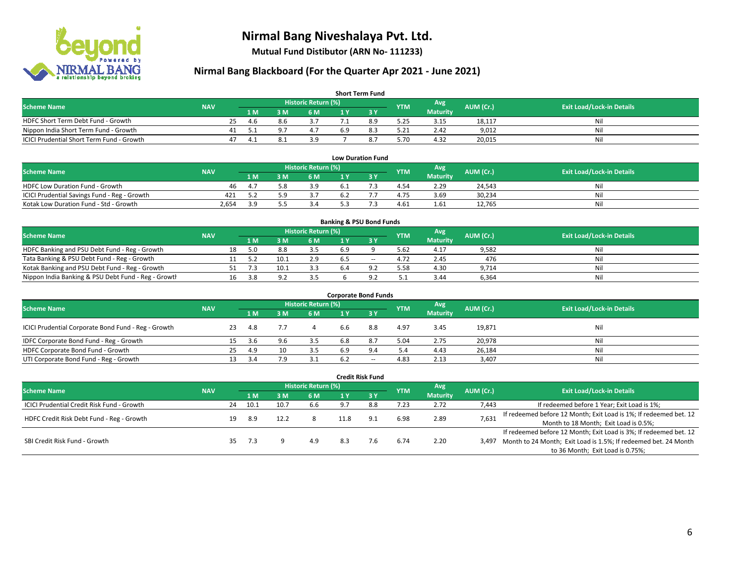# Nirmal Bang Niveshalaya Pvt. Ltd.

**Mutual Fund Distibutor (ARN No- 111233)**

## Nirmal Bang Blackboard (For the Quarter Apr 2021 - June 2021)

### Short Term Fund

| Scheme Name | NAV | Historic Return (%) | | | | | YTM | Avg Maturity | AUM (Cr.) | Exit Load/Lock-in Details |
|---|---|---|---|---|---|---|---|---|---|---|
| | | 1 M | 3 M | 6 M | 1 Y | 3 Y | | | | |
| HDFC Short Term Debt Fund - Growth | 25 | 4.6 | 8.6 | 3.7 | 7.1 | 8.9 | 5.25 | 3.15 | 18,117 | Nil |
| Nippon India Short Term Fund - Growth | 41 | 5.1 | 9.7 | 4.7 | 6.9 | 8.3 | 5.21 | 2.42 | 9,012 | Nil |
| ICICI Prudential Short Term Fund - Growth | 47 | 4.1 | 8.1 | 3.9 | 7 | 8.7 | 5.70 | 4.32 | 20,015 | Nil |

### Low Duration Fund

| Scheme Name | NAV | Historic Return (%) | | | | | YTM | Avg Maturity | AUM (Cr.) | Exit Load/Lock-in Details |
|---|---|---|---|---|---|---|---|---|---|---|
| | | 1 M | 3 M | 6 M | 1 Y | 3 Y | | | | |
| HDFC Low Duration Fund - Growth | 46 | 4.7 | 5.8 | 3.9 | 6.1 | 7.3 | 4.54 | 2.29 | 24,543 | Nil |
| ICICI Prudential Savings Fund - Reg - Growth | 421 | 5.2 | 5.9 | 3.7 | 6.2 | 7.7 | 4.75 | 3.69 | 30,234 | Nil |
| Kotak Low Duration Fund - Std - Growth | 2,654 | 3.9 | 5.5 | 3.4 | 5.3 | 7.3 | 4.61 | 1.61 | 12,765 | Nil |

### Banking & PSU Bond Funds

| Scheme Name | NAV | Historic Return (%) | | | | | YTM | Avg Maturity | AUM (Cr.) | Exit Load/Lock-in Details |
|---|---|---|---|---|---|---|---|---|---|---|
| | | 1 M | 3 M | 6 M | 1 Y | 3 Y | | | | |
| HDFC Banking and PSU Debt Fund - Reg - Growth | 18 | 5.0 | 8.8 | 3.5 | 6.9 | 9 | 5.62 | 4.17 | 9,582 | Nil |
| Tata Banking & PSU Debt Fund - Reg - Growth | 11 | 5.2 | 10.1 | 2.9 | 6.5 | -- | 4.72 | 2.45 | 476 | Nil |
| Kotak Banking and PSU Debt Fund - Reg - Growth | 51 | 7.3 | 10.1 | 3.3 | 6.4 | 9.2 | 5.58 | 4.30 | 9,714 | Nil |
| Nippon India Banking & PSU Debt Fund - Reg - Growth | 16 | 3.8 | 9.2 | 3.5 | 6 | 9.2 | 5.1 | 3.44 | 6,364 | Nil |

### Corporate Bond Funds

| Scheme Name | NAV | Historic Return (%) | | | | | YTM | Avg Maturity | AUM (Cr.) | Exit Load/Lock-in Details |
|---|---|---|---|---|---|---|---|---|---|---|
| | | 1 M | 3 M | 6 M | 1 Y | 3 Y | | | | |
| ICICI Prudential Corporate Bond Fund - Reg - Growth | 23 | 4.8 | 7.7 | 4 | 6.6 | 8.8 | 4.97 | 3.45 | 19,871 | Nil |
| IDFC Corporate Bond Fund - Reg - Growth | 15 | 3.6 | 9.6 | 3.5 | 6.8 | 8.7 | 5.04 | 2.75 | 20,978 | Nil |
| HDFC Corporate Bond Fund - Growth | 25 | 4.9 | 10 | 3.5 | 6.9 | 9.4 | 5.4 | 4.43 | 26,184 | Nil |
| UTI Corporate Bond Fund - Reg - Growth | 13 | 3.4 | 7.9 | 3.1 | 6.2 | -- | 4.83 | 2.13 | 3,407 | Nil |

### Credit Risk Fund

| Scheme Name | NAV | Historic Return (%) | | | | | YTM | Avg Maturity | AUM (Cr.) | Exit Load/Lock-in Details |
|---|---|---|---|---|---|---|---|---|---|---|
| | | 1 M | 3 M | 6 M | 1 Y | 3 Y | | | | |
| ICICI Prudential Credit Risk Fund - Growth | 24 | 10.1 | 10.7 | 6.6 | 9.7 | 8.8 | 7.23 | 2.72 | 7,443 | If redeemed before 1 Year; Exit Load is 1%; |
| HDFC Credit Risk Debt Fund - Reg - Growth | 19 | 8.9 | 12.2 | 8 | 11.8 | 9.1 | 6.98 | 2.89 | 7,631 | If redeemed before 12 Month; Exit Load is 1%; If redeemed bet. 12 Month to 18 Month; Exit Load is 0.5%; |
| SBI Credit Risk Fund - Growth | 35 | 7.3 | 9 | 4.9 | 8.3 | 7.6 | 6.74 | 2.20 | 3,497 | If redeemed before 12 Month; Exit Load is 3%; If redeemed bet. 12 Month to 24 Month; Exit Load is 1.5%; If redeemed bet. 24 Month to 36 Month; Exit Load is 0.75%; |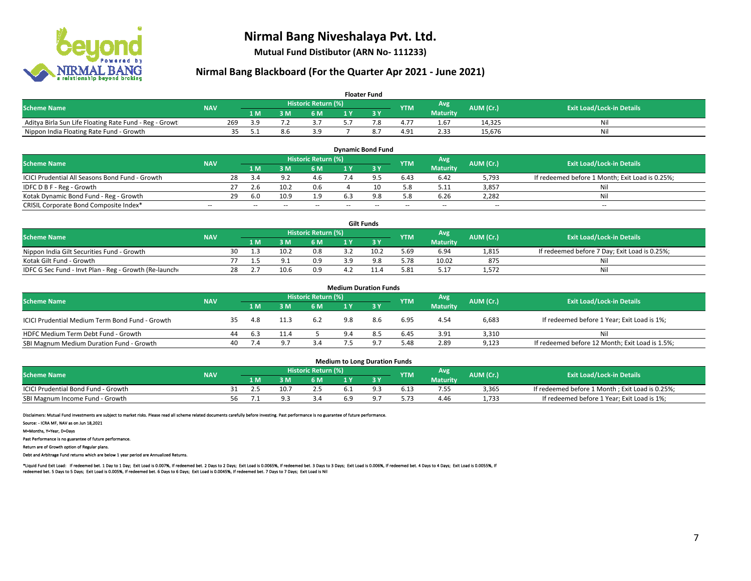# Nirmal Bang Niveshalaya Pvt. Ltd.

**Mutual Fund Distibutor (ARN No- 111233)**

## Nirmal Bang Blackboard (For the Quarter Apr 2021 - June 2021)

### Floater Fund

| Scheme Name | NAV | Historic Return (%) | | | | | YTM | Avg Maturity | AUM (Cr.) | Exit Load/Lock-in Details |
|---|---|---|---|---|---|---|---|---|---|---|
| | | 1 M | 3 M | 6 M | 1 Y | 3 Y | | | | |
| Aditya Birla Sun Life Floating Rate Fund - Reg - Growt | 269 | 3.9 | 7.2 | 3.7 | 5.7 | 7.8 | 4.77 | 1.67 | 14,325 | Nil |
| Nippon India Floating Rate Fund - Growth | 35 | 5.1 | 8.6 | 3.9 | 7 | 8.7 | 4.91 | 2.33 | 15,676 | Nil |

### Dynamic Bond Fund

| Scheme Name | NAV | Historic Return (%) | | | | | YTM | Avg Maturity | AUM (Cr.) | Exit Load/Lock-in Details |
|---|---|---|---|---|---|---|---|---|---|---|
| | | 1 M | 3 M | 6 M | 1 Y | 3 Y | | | | |
| ICICI Prudential All Seasons Bond Fund - Growth | 28 | 3.4 | 9.2 | 4.6 | 7.4 | 9.5 | 6.43 | 6.42 | 5,793 | If redeemed before 1 Month; Exit Load is 0.25%; |
| IDFC D B F - Reg - Growth | 27 | 2.6 | 10.2 | 0.6 | 4 | 10 | 5.8 | 5.11 | 3,857 | Nil |
| Kotak Dynamic Bond Fund - Reg - Growth | 29 | 6.0 | 10.9 | 1.9 | 6.3 | 9.8 | 5.8 | 6.26 | 2,282 | Nil |
| CRISIL Corporate Bond Composite Index* | -- | -- | -- | -- | -- | -- | -- | -- | -- | -- |

### Gilt Funds

| Scheme Name | NAV | Historic Return (%) | | | | | YTM | Avg Maturity | AUM (Cr.) | Exit Load/Lock-in Details |
|---|---|---|---|---|---|---|---|---|---|---|
| | | 1 M | 3 M | 6 M | 1 Y | 3 Y | | | | |
| Nippon India Gilt Securities Fund - Growth | 30 | 1.3 | 10.2 | 0.8 | 3.2 | 10.2 | 5.69 | 6.94 | 1,815 | If redeemed before 7 Day; Exit Load is 0.25%; |
| Kotak Gilt Fund - Growth | 77 | 1.5 | 9.1 | 0.9 | 3.9 | 9.8 | 5.78 | 10.02 | 875 | Nil |
| IDFC G Sec Fund - Invt Plan - Reg - Growth (Re-launch | 28 | 2.7 | 10.6 | 0.9 | 4.2 | 11.4 | 5.81 | 5.17 | 1,572 | Nil |

### Medium Duration Funds

| Scheme Name | NAV | Historic Return (%) | | | | | YTM | Avg Maturity | AUM (Cr.) | Exit Load/Lock-in Details |
|---|---|---|---|---|---|---|---|---|---|---|
| | | 1 M | 3 M | 6 M | 1 Y | 3 Y | | | | |
| ICICI Prudential Medium Term Bond Fund - Growth | 35 | 4.8 | 11.3 | 6.2 | 9.8 | 8.6 | 6.95 | 4.54 | 6,683 | If redeemed before 1 Year; Exit Load is 1%; |
| HDFC Medium Term Debt Fund - Growth | 44 | 6.3 | 11.4 | 5 | 9.4 | 8.5 | 6.45 | 3.91 | 3,310 | Nil |
| SBI Magnum Medium Duration Fund - Growth | 40 | 7.4 | 9.7 | 3.4 | 7.5 | 9.7 | 5.48 | 2.89 | 9,123 | If redeemed before 12 Month; Exit Load is 1.5%; |

### Medium to Long Duration Funds

| Scheme Name | NAV | Historic Return (%) | | | | | YTM | Avg Maturity | AUM (Cr.) | Exit Load/Lock-in Details |
|---|---|---|---|---|---|---|---|---|---|---|
| | | 1 M | 3 M | 6 M | 1 Y | 3 Y | | | | |
| ICICI Prudential Bond Fund - Growth | 31 | 2.5 | 10.7 | 2.5 | 6.1 | 9.3 | 6.13 | 7.55 | 3,365 | If redeemed before 1 Month ; Exit Load is 0.25%; |
| SBI Magnum Income Fund - Growth | 56 | 7.1 | 9.3 | 3.4 | 6.9 | 9.7 | 5.73 | 4.46 | 1,733 | If redeemed before 1 Year; Exit Load is 1%; |

Disclaimers: Mutual Fund investments are subject to market risks. Please read all scheme related documents carefully before investing. Past performance is no guarantee of future performance.

Source: - ICRA MF, NAV as on Jun 18,2021

M=Months, Y=Year, D=Days

Past Performance is no guarantee of future performance.

Return are of Growth option of Regular plans.

Debt and Arbitrage Fund returns which are below 1 year period are Annualized Returns.

*Liquid Fund Exit Load: If redeemed bet. 1 Day to 1 Day; Exit Load is 0.007%, If redeemed bet. 2 Days to 2 Days; Exit Load is 0.0065%, If redeemed bet. 3 Days to 3 Days; Exit Load is 0.006%, If redeemed bet. 4 Days to 4 Days; Exit Load is 0.0055%, If redeemed bet. 5 Days to 5 Days; Exit Load is 0.005%, If redeemed bet. 6 Days to 6 Days; Exit Load is 0.0045%, If redeemed bet. 7 Days to 7 Days; Exit Load is Nil